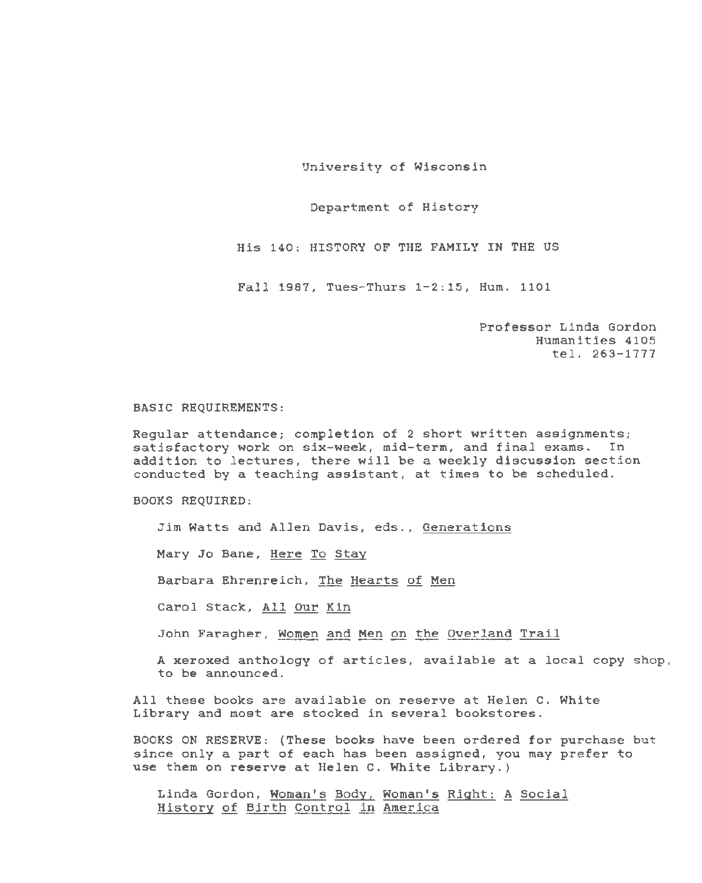University of Wisconsin

Department of History

His 140: HISTORY OF THE FAMILY IN THE US

Fall 1987, Tues-Thurs 1-2:15, Hum. 1101

Professor Linda Gordon
Humanities 4105
tel. 263-1777

BASIC REQUIREMENTS:

Regular attendance; completion of 2 short written assignments; satisfactory work on six-week, mid-term, and final exams. In addition to lectures, there will be a weekly discussion section conducted by a teaching assistant, at times to be scheduled.

BOOKS REQUIRED:

Jim Watts and Allen Davis, eds., Generations

Mary Jo Bane, Here To Stay

Barbara Ehrenreich, The Hearts of Men

Carol Stack, All Our Kin

John Faragher, Women and Men on the Overland Trail

A xeroxed anthology of articles, available at a local copy shop, to be announced.

All these books are available on reserve at Helen C. White Library and most are stocked in several bookstores.

BOOKS ON RESERVE: (These books have been ordered for purchase but since only a part of each has been assigned, you may prefer to use them on reserve at Helen C. White Library.)

Linda Gordon, Woman's Body, Woman's Right: A Social History of Birth Control in America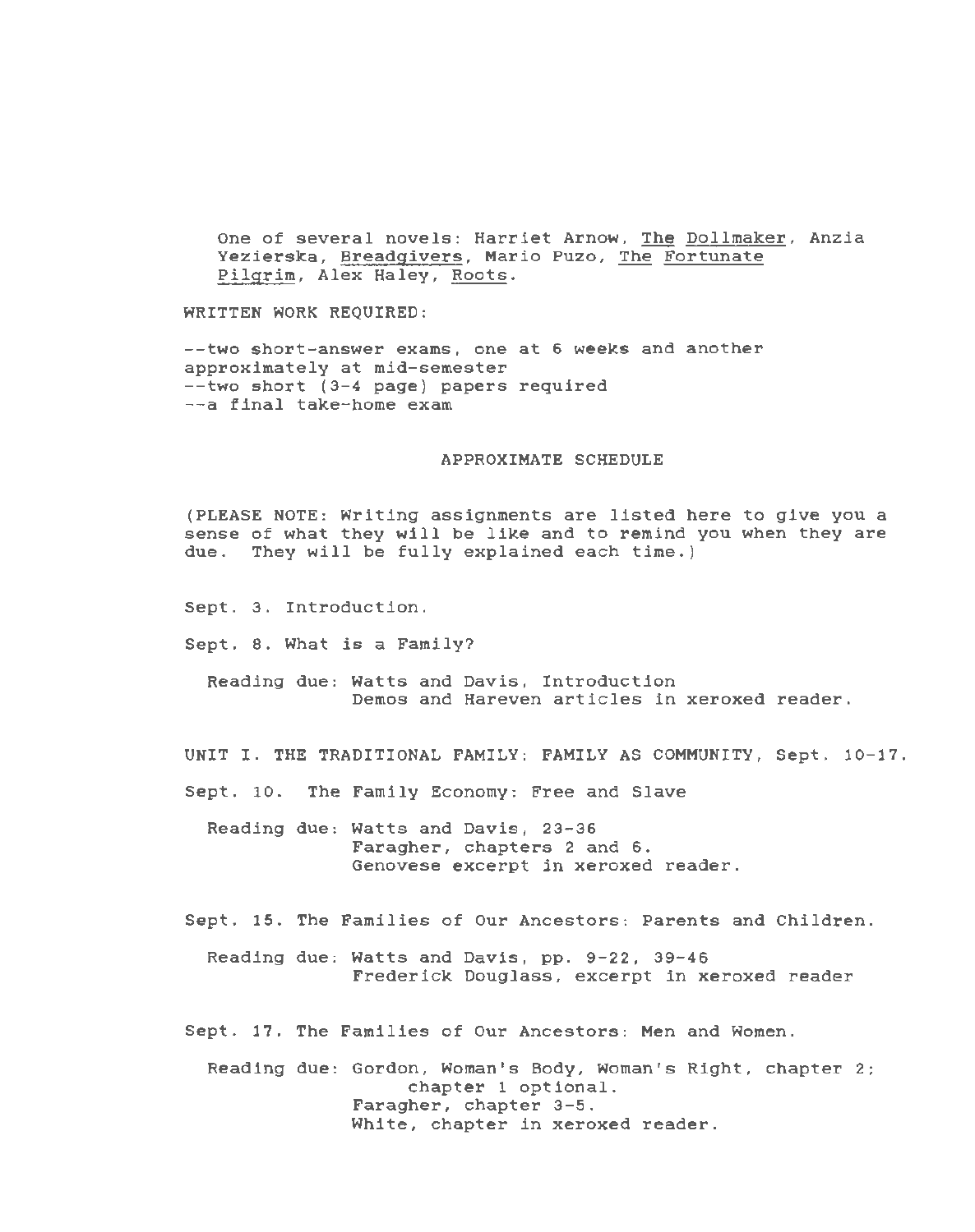One of several novels: Harriet Arnow, The Dollmaker, Anzia Yezierska, Breadgivers, Mario Puzo, The Fortunate Pilgrim, Alex Haley, Roots.

WRITTEN WORK REQUIRED:

--two short-answer exams, one at 6 weeks and another approximately at mid-semester
--two short (3-4 page) papers required
--a final take-home exam

## APPROXIMATE SCHEDULE

(PLEASE NOTE: Writing assignments are listed here to give you a sense of what they will be like and to remind you when they are due. They will be fully explained each time.)

Sept. 3. Introduction.

Sept. 8. What is a Family?

Reading due: Watts and Davis, Introduction
Demos and Hareven articles in xeroxed reader.

UNIT I. THE TRADITIONAL FAMILY: FAMILY AS COMMUNITY, Sept. 10-17.

Sept. 10. The Family Economy: Free and Slave

Reading due: Watts and Davis, 23-36
Faragher, chapters 2 and 6.
Genovese excerpt in xeroxed reader.

Sept. 15. The Families of Our Ancestors: Parents and Children.

Reading due: Watts and Davis, pp. 9-22, 39-46
Frederick Douglass, excerpt in xeroxed reader

Sept. 17. The Families of Our Ancestors: Men and Women.

Reading due: Gordon, Woman's Body, Woman's Right, chapter 2; chapter 1 optional.
Faragher, chapter 3-5.
White, chapter in xeroxed reader.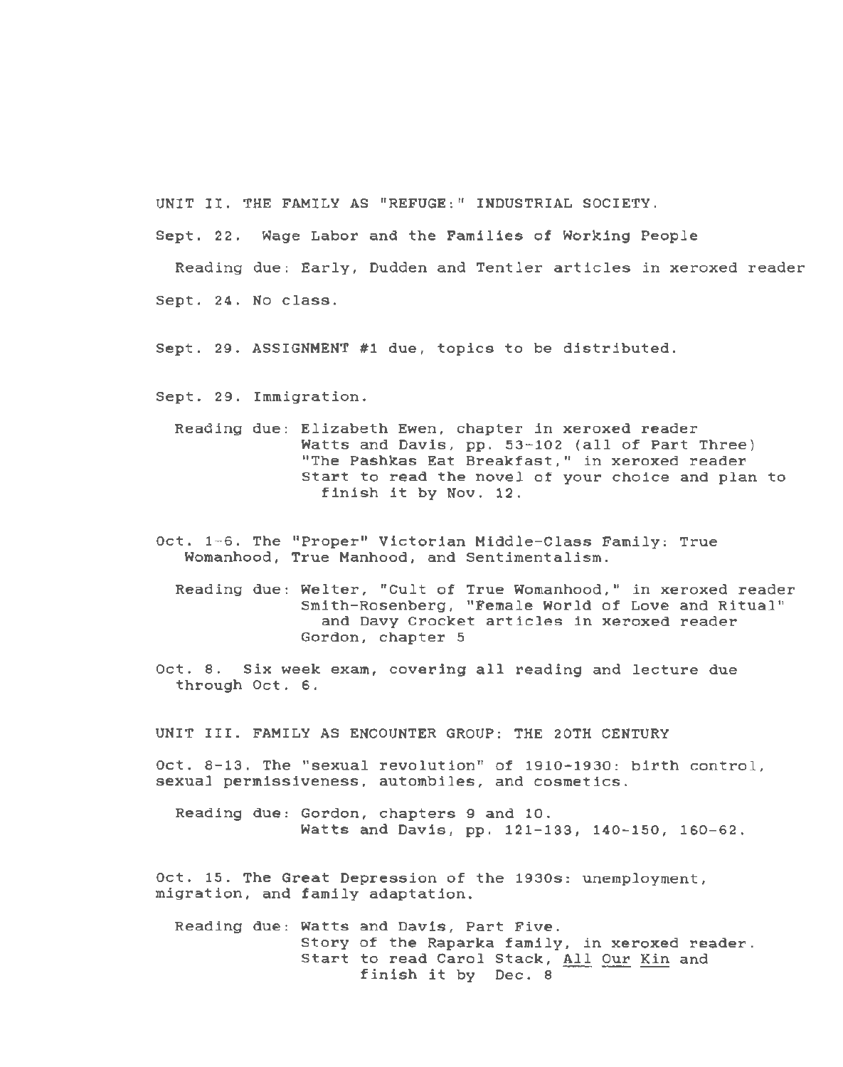## UNIT II. THE FAMILY AS "REFUGE:" INDUSTRIAL SOCIETY.

Sept. 22. Wage Labor and the Families of Working People

Reading due: Early, Dudden and Tentler articles in xeroxed reader

Sept. 24. No class.

Sept. 29. ASSIGNMENT #1 due, topics to be distributed.

Sept. 29. Immigration.

Reading due: Elizabeth Ewen, chapter in xeroxed reader
Watts and Davis, pp. 53-102 (all of Part Three)
"The Pashkas Eat Breakfast," in xeroxed reader
Start to read the novel of your choice and plan to finish it by Nov. 12.

Oct. 1-6. The "Proper" Victorian Middle-Class Family: True Womanhood, True Manhood, and Sentimentalism.

Reading due: Welter, "Cult of True Womanhood," in xeroxed reader
Smith-Rosenberg, "Female World of Love and Ritual" and Davy Crocket articles in xeroxed reader
Gordon, chapter 5

Oct. 8. Six week exam, covering all reading and lecture due through Oct. 6.

## UNIT III. FAMILY AS ENCOUNTER GROUP: THE 20TH CENTURY

Oct. 8-13. The "sexual revolution" of 1910-1930: birth control, sexual permissiveness, autombiles, and cosmetics.

Reading due: Gordon, chapters 9 and 10.
Watts and Davis, pp. 121-133, 140-150, 160-62.

Oct. 15. The Great Depression of the 1930s: unemployment, migration, and family adaptation.

Reading due: Watts and Davis, Part Five.
Story of the Raparka family, in xeroxed reader.
Start to read Carol Stack, All Our Kin and finish it by Dec. 8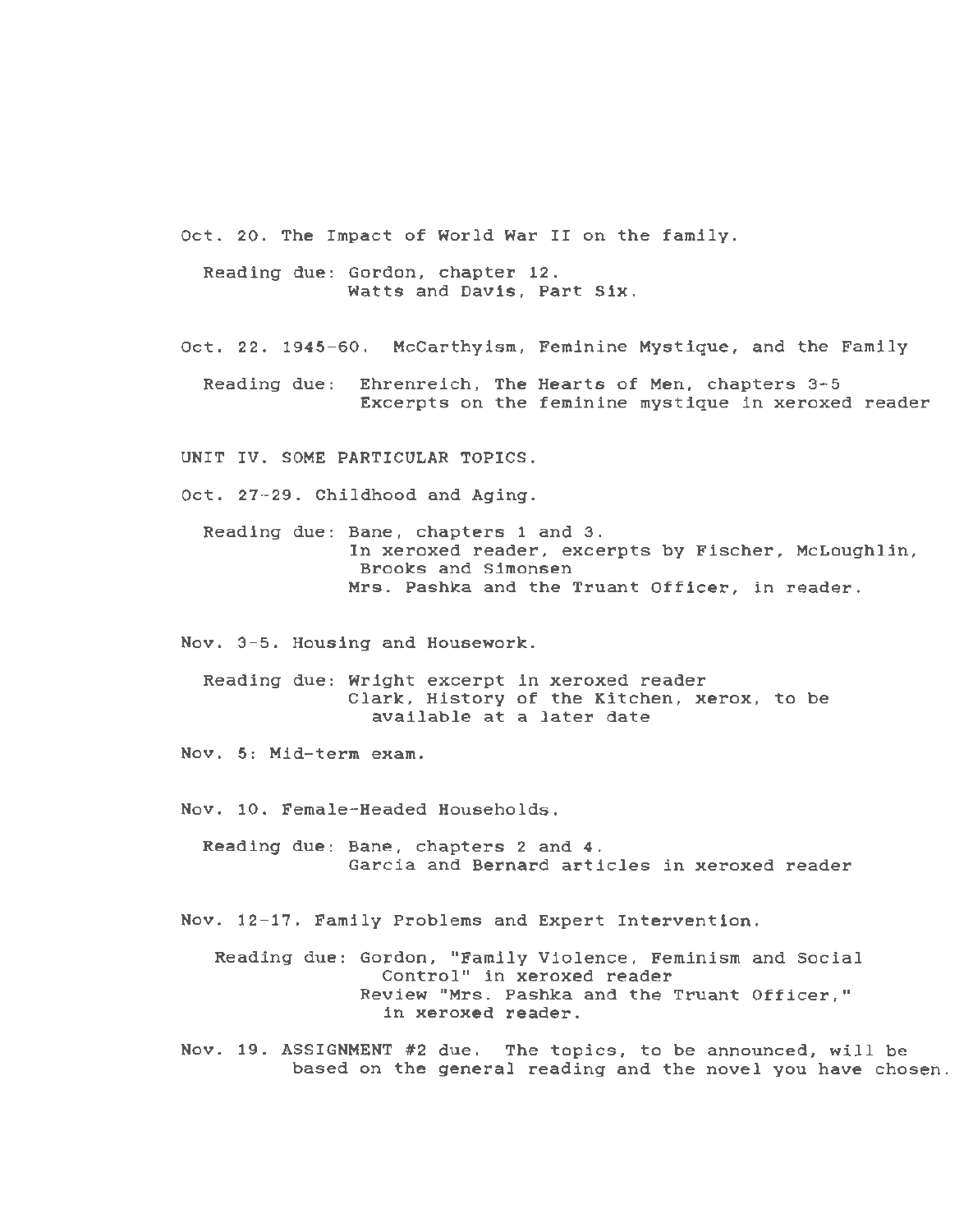Oct. 20. The Impact of World War II on the family.

Reading due: Gordon, chapter 12.
Watts and Davis, Part Six.

Oct. 22. 1945-60. McCarthyism, Feminine Mystique, and the Family

Reading due: Ehrenreich, The Hearts of Men, chapters 3-5
Excerpts on the feminine mystique in xeroxed reader

UNIT IV. SOME PARTICULAR TOPICS.

Oct. 27-29. Childhood and Aging.

Reading due: Bane, chapters 1 and 3.
In xeroxed reader, excerpts by Fischer, McLoughlin, Brooks and Simonsen
Mrs. Pashka and the Truant Officer, in reader.

Nov. 3-5. Housing and Housework.

Reading due: Wright excerpt in xeroxed reader
Clark, History of the Kitchen, xerox, to be available at a later date

Nov. 5: Mid-term exam.

Nov. 10. Female-Headed Households.

Reading due: Bane, chapters 2 and 4.
Garcia and Bernard articles in xeroxed reader

Nov. 12-17. Family Problems and Expert Intervention.

Reading due: Gordon, "Family Violence, Feminism and Social Control" in xeroxed reader
Review "Mrs. Pashka and the Truant Officer," in xeroxed reader.

Nov. 19. ASSIGNMENT #2 due. The topics, to be announced, will be based on the general reading and the novel you have chosen.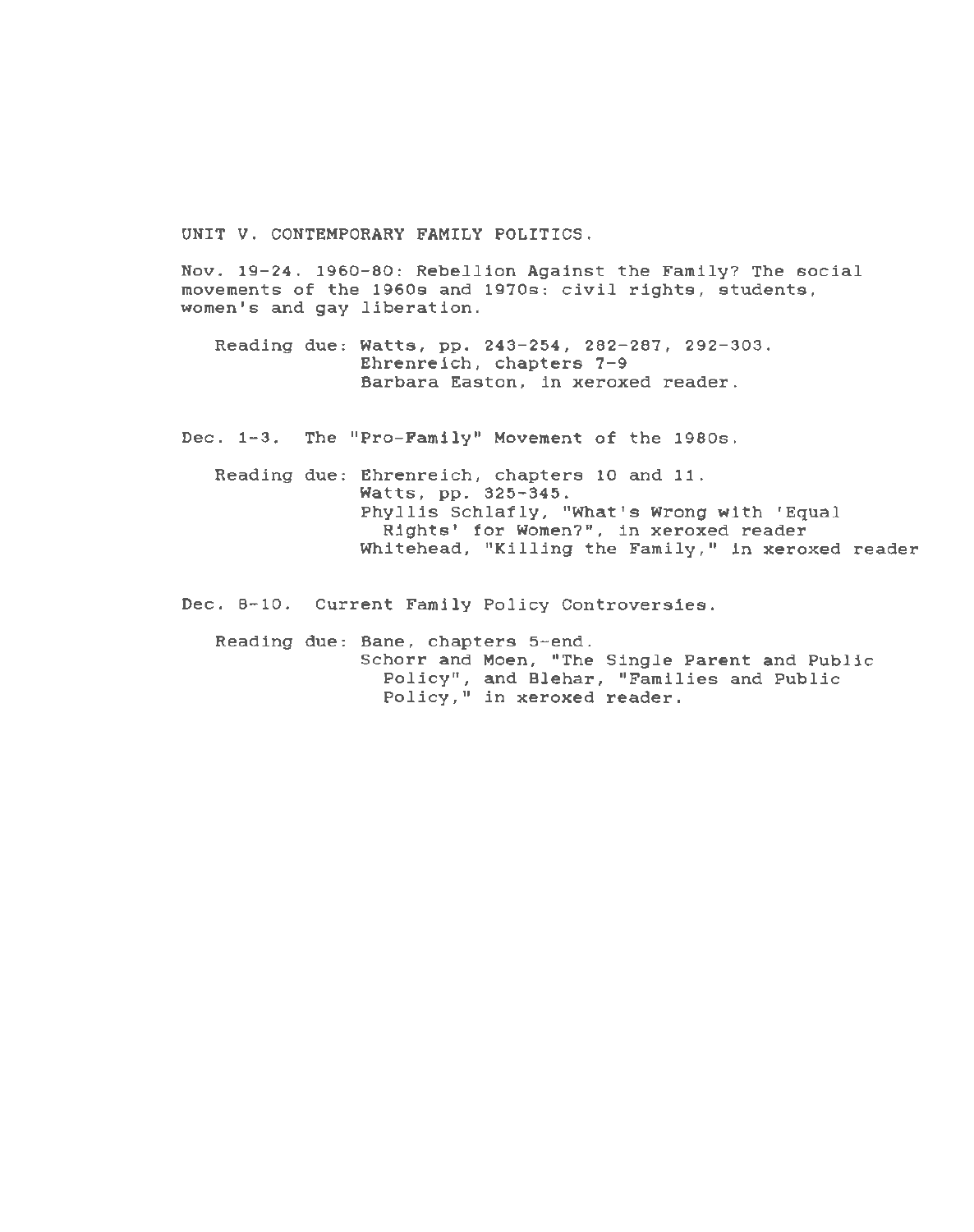## UNIT V. CONTEMPORARY FAMILY POLITICS.

Nov. 19-24. 1960-80: Rebellion Against the Family? The social movements of the 1960s and 1970s: civil rights, students, women's and gay liberation.

Reading due: Watts, pp. 243-254, 282-287, 292-303.
Ehrenreich, chapters 7-9
Barbara Easton, in xeroxed reader.

Dec. 1-3. The "Pro-Family" Movement of the 1980s.

Reading due: Ehrenreich, chapters 10 and 11.
Watts, pp. 325-345.
Phyllis Schlafly, "What's Wrong with 'Equal Rights' for Women?", in xeroxed reader
Whitehead, "Killing the Family," in xeroxed reader

Dec. 8-10. Current Family Policy Controversies.

Reading due: Bane, chapters 5-end.
Schorr and Moen, "The Single Parent and Public Policy", and Blehar, "Families and Public Policy," in xeroxed reader.